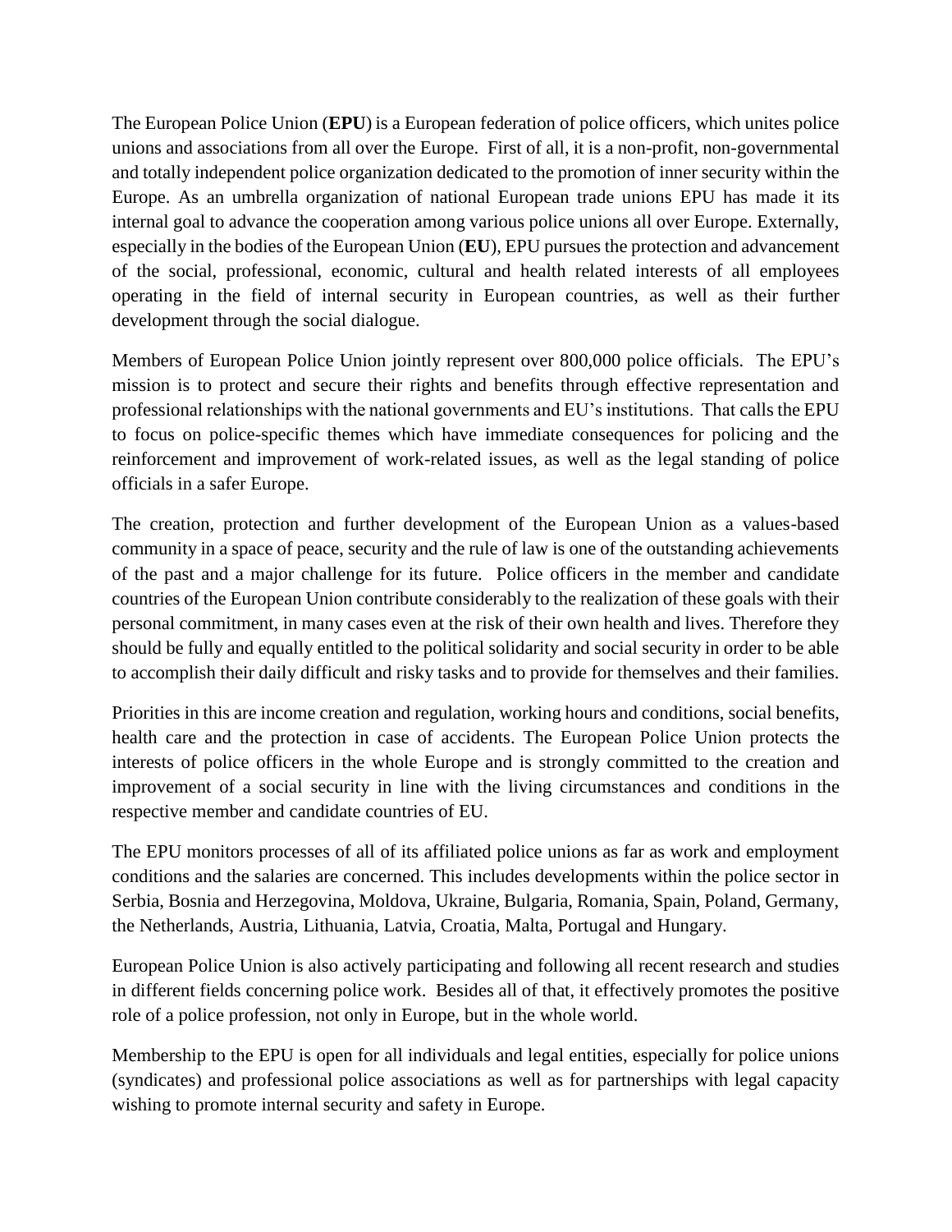The European Police Union (**EPU**) is a European federation of police officers, which unites police unions and associations from all over the Europe. First of all, it is a non-profit, non-governmental and totally independent police organization dedicated to the promotion of inner security within the Europe. As an umbrella organization of national European trade unions EPU has made it its internal goal to advance the cooperation among various police unions all over Europe. Externally, especially in the bodies of the European Union (**EU**), EPU pursues the protection and advancement of the social, professional, economic, cultural and health related interests of all employees operating in the field of internal security in European countries, as well as their further development through the social dialogue.

Members of European Police Union jointly represent over 800,000 police officials. The EPU's mission is to protect and secure their rights and benefits through effective representation and professional relationships with the national governments and EU's institutions. That calls the EPU to focus on police-specific themes which have immediate consequences for policing and the reinforcement and improvement of work-related issues, as well as the legal standing of police officials in a safer Europe.

The creation, protection and further development of the European Union as a values-based community in a space of peace, security and the rule of law is one of the outstanding achievements of the past and a major challenge for its future. Police officers in the member and candidate countries of the European Union contribute considerably to the realization of these goals with their personal commitment, in many cases even at the risk of their own health and lives. Therefore they should be fully and equally entitled to the political solidarity and social security in order to be able to accomplish their daily difficult and risky tasks and to provide for themselves and their families.

Priorities in this are income creation and regulation, working hours and conditions, social benefits, health care and the protection in case of accidents. The European Police Union protects the interests of police officers in the whole Europe and is strongly committed to the creation and improvement of a social security in line with the living circumstances and conditions in the respective member and candidate countries of EU.

The EPU monitors processes of all of its affiliated police unions as far as work and employment conditions and the salaries are concerned. This includes developments within the police sector in Serbia, Bosnia and Herzegovina, Moldova, Ukraine, Bulgaria, Romania, Spain, Poland, Germany, the Netherlands, Austria, Lithuania, Latvia, Croatia, Malta, Portugal and Hungary.

European Police Union is also actively participating and following all recent research and studies in different fields concerning police work. Besides all of that, it effectively promotes the positive role of a police profession, not only in Europe, but in the whole world.

Membership to the EPU is open for all individuals and legal entities, especially for police unions (syndicates) and professional police associations as well as for partnerships with legal capacity wishing to promote internal security and safety in Europe.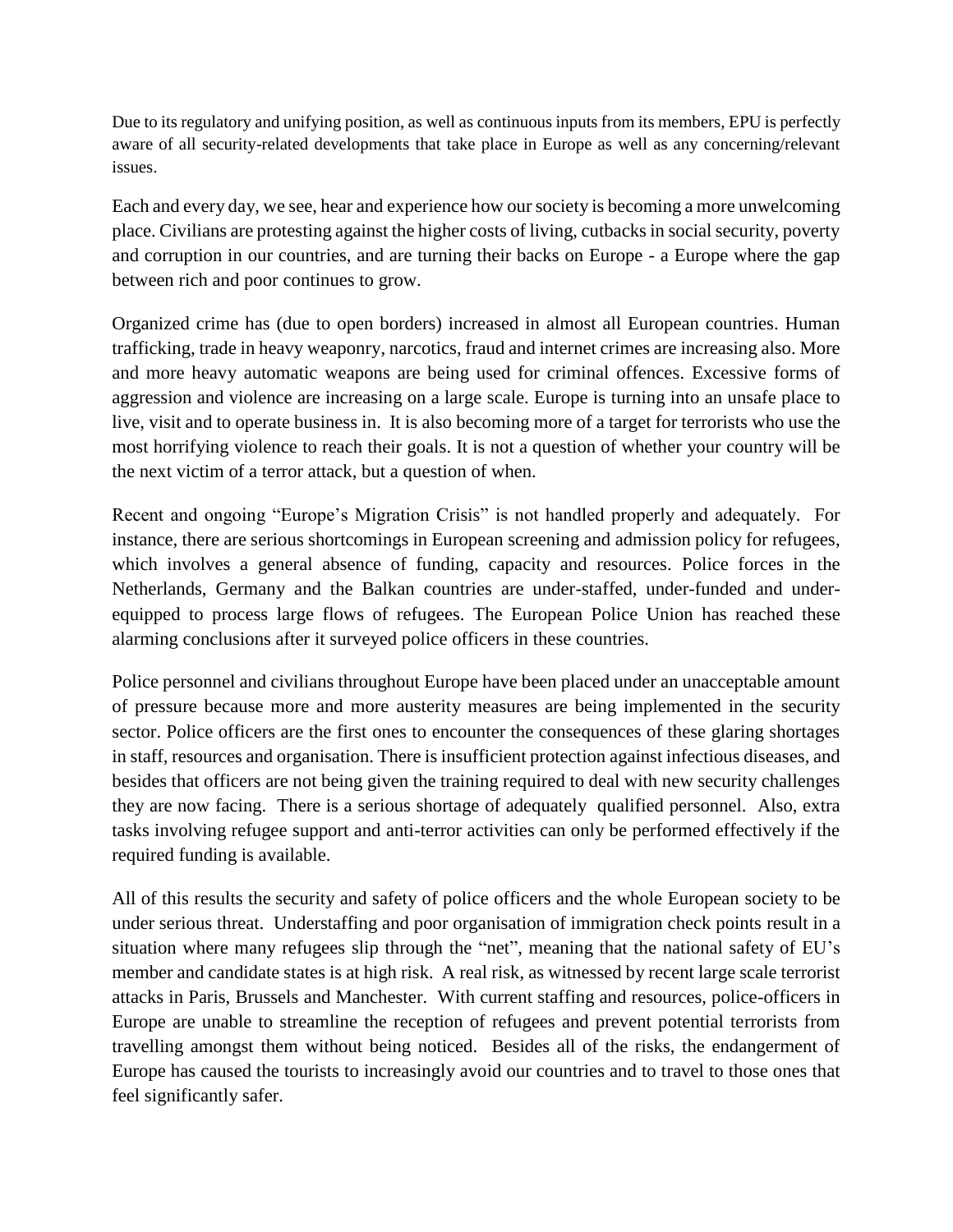Due to its regulatory and unifying position, as well as continuous inputs from its members, EPU is perfectly aware of all security-related developments that take place in Europe as well as any concerning/relevant issues.

Each and every day, we see, hear and experience how our society is becoming a more unwelcoming place. Civilians are protesting against the higher costs of living, cutbacks in social security, poverty and corruption in our countries, and are turning their backs on Europe - a Europe where the gap between rich and poor continues to grow.

Organized crime has (due to open borders) increased in almost all European countries. Human trafficking, trade in heavy weaponry, narcotics, fraud and internet crimes are increasing also. More and more heavy automatic weapons are being used for criminal offences. Excessive forms of aggression and violence are increasing on a large scale. Europe is turning into an unsafe place to live, visit and to operate business in. It is also becoming more of a target for terrorists who use the most horrifying violence to reach their goals. It is not a question of whether your country will be the next victim of a terror attack, but a question of when.

Recent and ongoing "Europe's Migration Crisis" is not handled properly and adequately. For instance, there are serious shortcomings in European screening and admission policy for refugees, which involves a general absence of funding, capacity and resources. Police forces in the Netherlands, Germany and the Balkan countries are under-staffed, under-funded and under-equipped to process large flows of refugees. The European Police Union has reached these alarming conclusions after it surveyed police officers in these countries.

Police personnel and civilians throughout Europe have been placed under an unacceptable amount of pressure because more and more austerity measures are being implemented in the security sector. Police officers are the first ones to encounter the consequences of these glaring shortages in staff, resources and organisation. There is insufficient protection against infectious diseases, and besides that officers are not being given the training required to deal with new security challenges they are now facing. There is a serious shortage of adequately qualified personnel. Also, extra tasks involving refugee support and anti-terror activities can only be performed effectively if the required funding is available.

All of this results the security and safety of police officers and the whole European society to be under serious threat. Understaffing and poor organisation of immigration check points result in a situation where many refugees slip through the "net", meaning that the national safety of EU's member and candidate states is at high risk. A real risk, as witnessed by recent large scale terrorist attacks in Paris, Brussels and Manchester. With current staffing and resources, police-officers in Europe are unable to streamline the reception of refugees and prevent potential terrorists from travelling amongst them without being noticed. Besides all of the risks, the endangerment of Europe has caused the tourists to increasingly avoid our countries and to travel to those ones that feel significantly safer.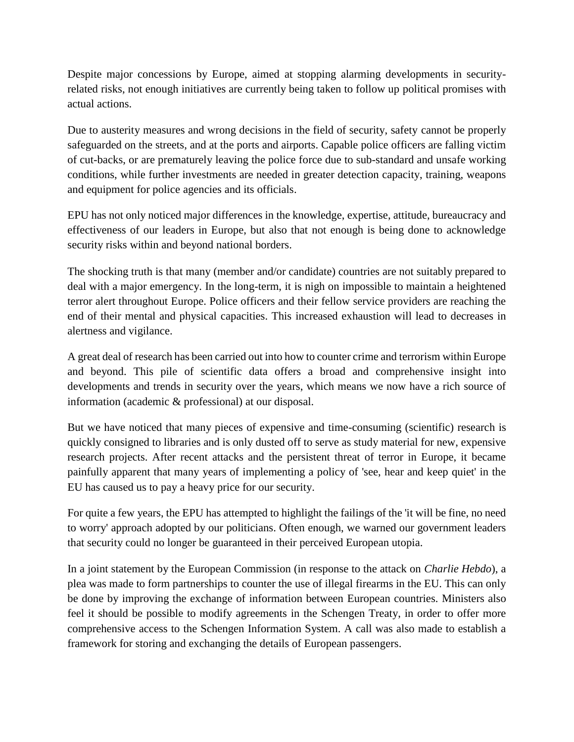Despite major concessions by Europe, aimed at stopping alarming developments in security-related risks, not enough initiatives are currently being taken to follow up political promises with actual actions.

Due to austerity measures and wrong decisions in the field of security, safety cannot be properly safeguarded on the streets, and at the ports and airports. Capable police officers are falling victim of cut-backs, or are prematurely leaving the police force due to sub-standard and unsafe working conditions, while further investments are needed in greater detection capacity, training, weapons and equipment for police agencies and its officials.

EPU has not only noticed major differences in the knowledge, expertise, attitude, bureaucracy and effectiveness of our leaders in Europe, but also that not enough is being done to acknowledge security risks within and beyond national borders.

The shocking truth is that many (member and/or candidate) countries are not suitably prepared to deal with a major emergency. In the long-term, it is nigh on impossible to maintain a heightened terror alert throughout Europe. Police officers and their fellow service providers are reaching the end of their mental and physical capacities. This increased exhaustion will lead to decreases in alertness and vigilance.

A great deal of research has been carried out into how to counter crime and terrorism within Europe and beyond. This pile of scientific data offers a broad and comprehensive insight into developments and trends in security over the years, which means we now have a rich source of information (academic & professional) at our disposal.

But we have noticed that many pieces of expensive and time-consuming (scientific) research is quickly consigned to libraries and is only dusted off to serve as study material for new, expensive research projects. After recent attacks and the persistent threat of terror in Europe, it became painfully apparent that many years of implementing a policy of 'see, hear and keep quiet' in the EU has caused us to pay a heavy price for our security.

For quite a few years, the EPU has attempted to highlight the failings of the 'it will be fine, no need to worry' approach adopted by our politicians. Often enough, we warned our government leaders that security could no longer be guaranteed in their perceived European utopia.

In a joint statement by the European Commission (in response to the attack on *Charlie Hebdo*), a plea was made to form partnerships to counter the use of illegal firearms in the EU. This can only be done by improving the exchange of information between European countries. Ministers also feel it should be possible to modify agreements in the Schengen Treaty, in order to offer more comprehensive access to the Schengen Information System. A call was also made to establish a framework for storing and exchanging the details of European passengers.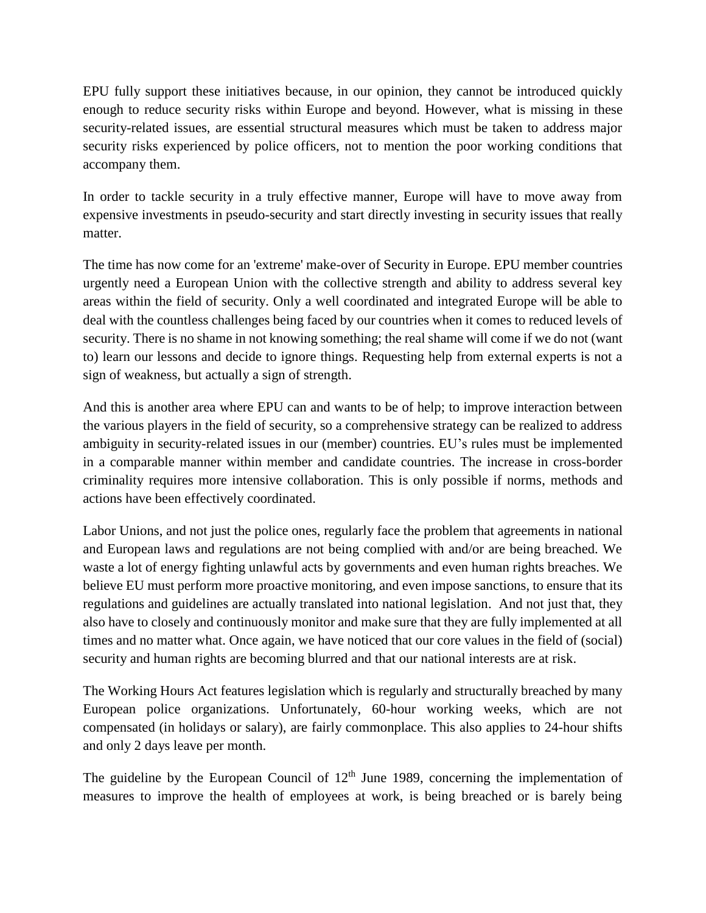EPU fully support these initiatives because, in our opinion, they cannot be introduced quickly enough to reduce security risks within Europe and beyond. However, what is missing in these security-related issues, are essential structural measures which must be taken to address major security risks experienced by police officers, not to mention the poor working conditions that accompany them.

In order to tackle security in a truly effective manner, Europe will have to move away from expensive investments in pseudo-security and start directly investing in security issues that really matter.

The time has now come for an 'extreme' make-over of Security in Europe. EPU member countries urgently need a European Union with the collective strength and ability to address several key areas within the field of security. Only a well coordinated and integrated Europe will be able to deal with the countless challenges being faced by our countries when it comes to reduced levels of security. There is no shame in not knowing something; the real shame will come if we do not (want to) learn our lessons and decide to ignore things. Requesting help from external experts is not a sign of weakness, but actually a sign of strength.

And this is another area where EPU can and wants to be of help; to improve interaction between the various players in the field of security, so a comprehensive strategy can be realized to address ambiguity in security-related issues in our (member) countries. EU's rules must be implemented in a comparable manner within member and candidate countries. The increase in cross-border criminality requires more intensive collaboration. This is only possible if norms, methods and actions have been effectively coordinated.

Labor Unions, and not just the police ones, regularly face the problem that agreements in national and European laws and regulations are not being complied with and/or are being breached. We waste a lot of energy fighting unlawful acts by governments and even human rights breaches. We believe EU must perform more proactive monitoring, and even impose sanctions, to ensure that its regulations and guidelines are actually translated into national legislation. And not just that, they also have to closely and continuously monitor and make sure that they are fully implemented at all times and no matter what. Once again, we have noticed that our core values in the field of (social) security and human rights are becoming blurred and that our national interests are at risk.

The Working Hours Act features legislation which is regularly and structurally breached by many European police organizations. Unfortunately, 60-hour working weeks, which are not compensated (in holidays or salary), are fairly commonplace. This also applies to 24-hour shifts and only 2 days leave per month.

The guideline by the European Council of 12th June 1989, concerning the implementation of measures to improve the health of employees at work, is being breached or is barely being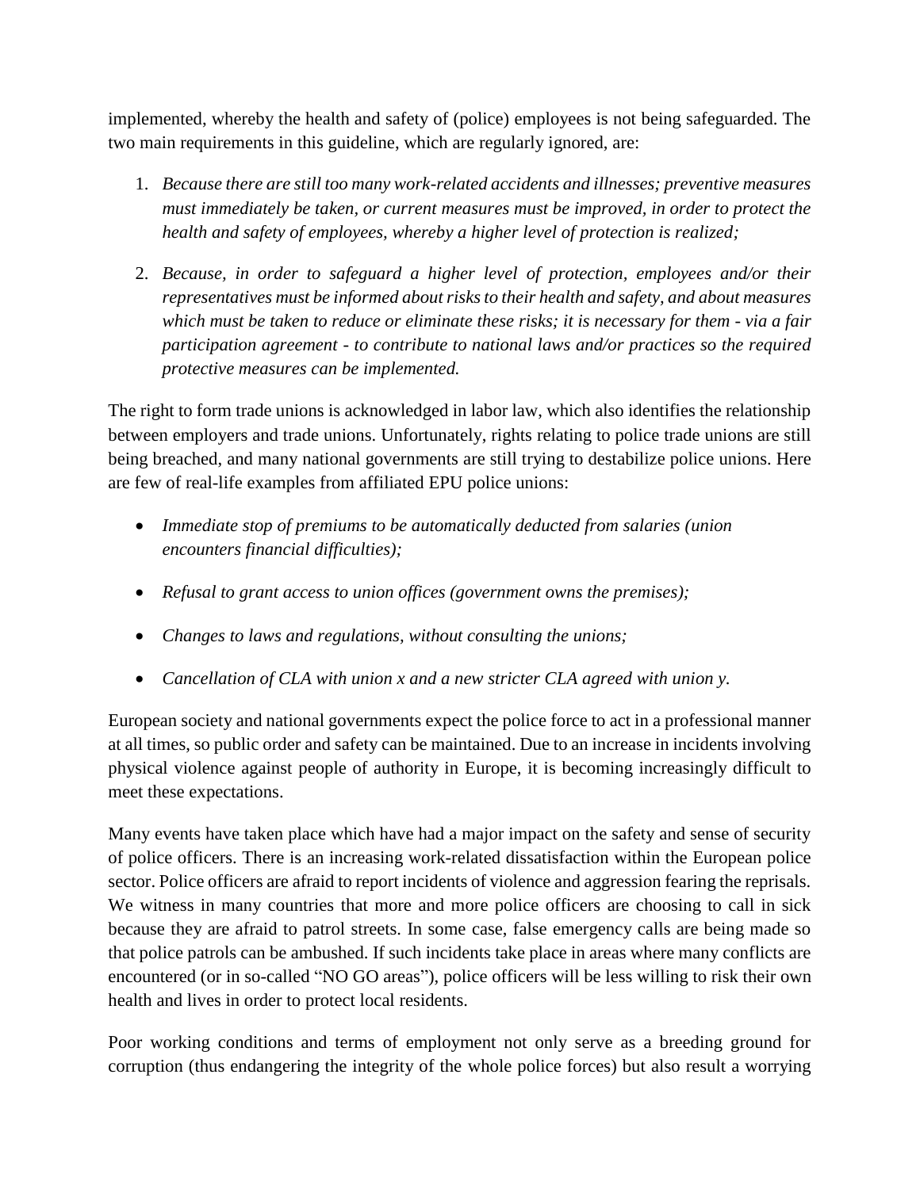implemented, whereby the health and safety of (police) employees is not being safeguarded. The two main requirements in this guideline, which are regularly ignored, are:

1. *Because there are still too many work-related accidents and illnesses; preventive measures must immediately be taken, or current measures must be improved, in order to protect the health and safety of employees, whereby a higher level of protection is realized;*

2. *Because, in order to safeguard a higher level of protection, employees and/or their representatives must be informed about risks to their health and safety, and about measures which must be taken to reduce or eliminate these risks; it is necessary for them - via a fair participation agreement - to contribute to national laws and/or practices so the required protective measures can be implemented.*

The right to form trade unions is acknowledged in labor law, which also identifies the relationship between employers and trade unions. Unfortunately, rights relating to police trade unions are still being breached, and many national governments are still trying to destabilize police unions. Here are few of real-life examples from affiliated EPU police unions:

- *Immediate stop of premiums to be automatically deducted from salaries (union encounters financial difficulties);*
- *Refusal to grant access to union offices (government owns the premises);*
- *Changes to laws and regulations, without consulting the unions;*
- *Cancellation of CLA with union x and a new stricter CLA agreed with union y.*

European society and national governments expect the police force to act in a professional manner at all times, so public order and safety can be maintained. Due to an increase in incidents involving physical violence against people of authority in Europe, it is becoming increasingly difficult to meet these expectations.

Many events have taken place which have had a major impact on the safety and sense of security of police officers. There is an increasing work-related dissatisfaction within the European police sector. Police officers are afraid to report incidents of violence and aggression fearing the reprisals. We witness in many countries that more and more police officers are choosing to call in sick because they are afraid to patrol streets. In some case, false emergency calls are being made so that police patrols can be ambushed. If such incidents take place in areas where many conflicts are encountered (or in so-called "NO GO areas"), police officers will be less willing to risk their own health and lives in order to protect local residents.

Poor working conditions and terms of employment not only serve as a breeding ground for corruption (thus endangering the integrity of the whole police forces) but also result a worrying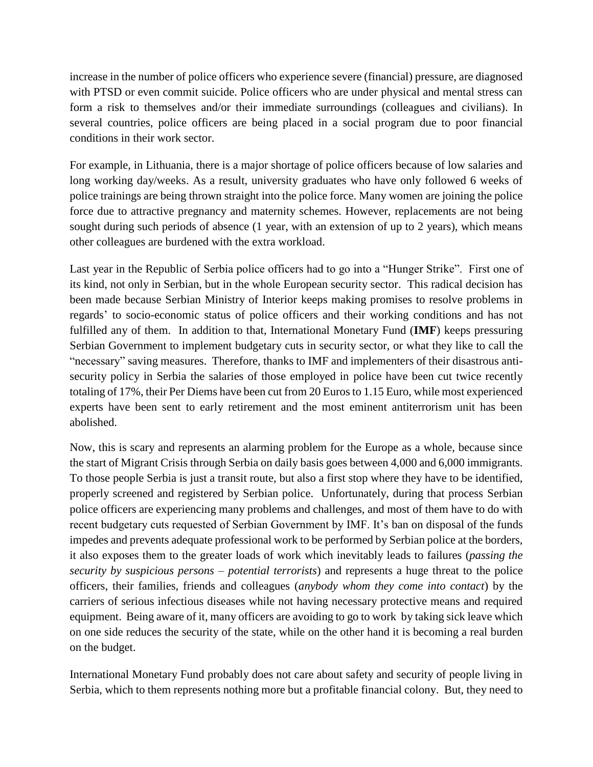increase in the number of police officers who experience severe (financial) pressure, are diagnosed with PTSD or even commit suicide. Police officers who are under physical and mental stress can form a risk to themselves and/or their immediate surroundings (colleagues and civilians). In several countries, police officers are being placed in a social program due to poor financial conditions in their work sector.

For example, in Lithuania, there is a major shortage of police officers because of low salaries and long working day/weeks. As a result, university graduates who have only followed 6 weeks of police trainings are being thrown straight into the police force. Many women are joining the police force due to attractive pregnancy and maternity schemes. However, replacements are not being sought during such periods of absence (1 year, with an extension of up to 2 years), which means other colleagues are burdened with the extra workload.

Last year in the Republic of Serbia police officers had to go into a "Hunger Strike". First one of its kind, not only in Serbian, but in the whole European security sector. This radical decision has been made because Serbian Ministry of Interior keeps making promises to resolve problems in regards' to socio-economic status of police officers and their working conditions and has not fulfilled any of them. In addition to that, International Monetary Fund (**IMF**) keeps pressuring Serbian Government to implement budgetary cuts in security sector, or what they like to call the "necessary" saving measures. Therefore, thanks to IMF and implementers of their disastrous anti-security policy in Serbia the salaries of those employed in police have been cut twice recently totaling of 17%, their Per Diems have been cut from 20 Euros to 1.15 Euro, while most experienced experts have been sent to early retirement and the most eminent antiterrorism unit has been abolished.

Now, this is scary and represents an alarming problem for the Europe as a whole, because since the start of Migrant Crisis through Serbia on daily basis goes between 4,000 and 6,000 immigrants. To those people Serbia is just a transit route, but also a first stop where they have to be identified, properly screened and registered by Serbian police. Unfortunately, during that process Serbian police officers are experiencing many problems and challenges, and most of them have to do with recent budgetary cuts requested of Serbian Government by IMF. It's ban on disposal of the funds impedes and prevents adequate professional work to be performed by Serbian police at the borders, it also exposes them to the greater loads of work which inevitably leads to failures (*passing the security by suspicious persons – potential terrorists*) and represents a huge threat to the police officers, their families, friends and colleagues (*anybody whom they come into contact*) by the carriers of serious infectious diseases while not having necessary protective means and required equipment. Being aware of it, many officers are avoiding to go to work by taking sick leave which on one side reduces the security of the state, while on the other hand it is becoming a real burden on the budget.

International Monetary Fund probably does not care about safety and security of people living in Serbia, which to them represents nothing more but a profitable financial colony. But, they need to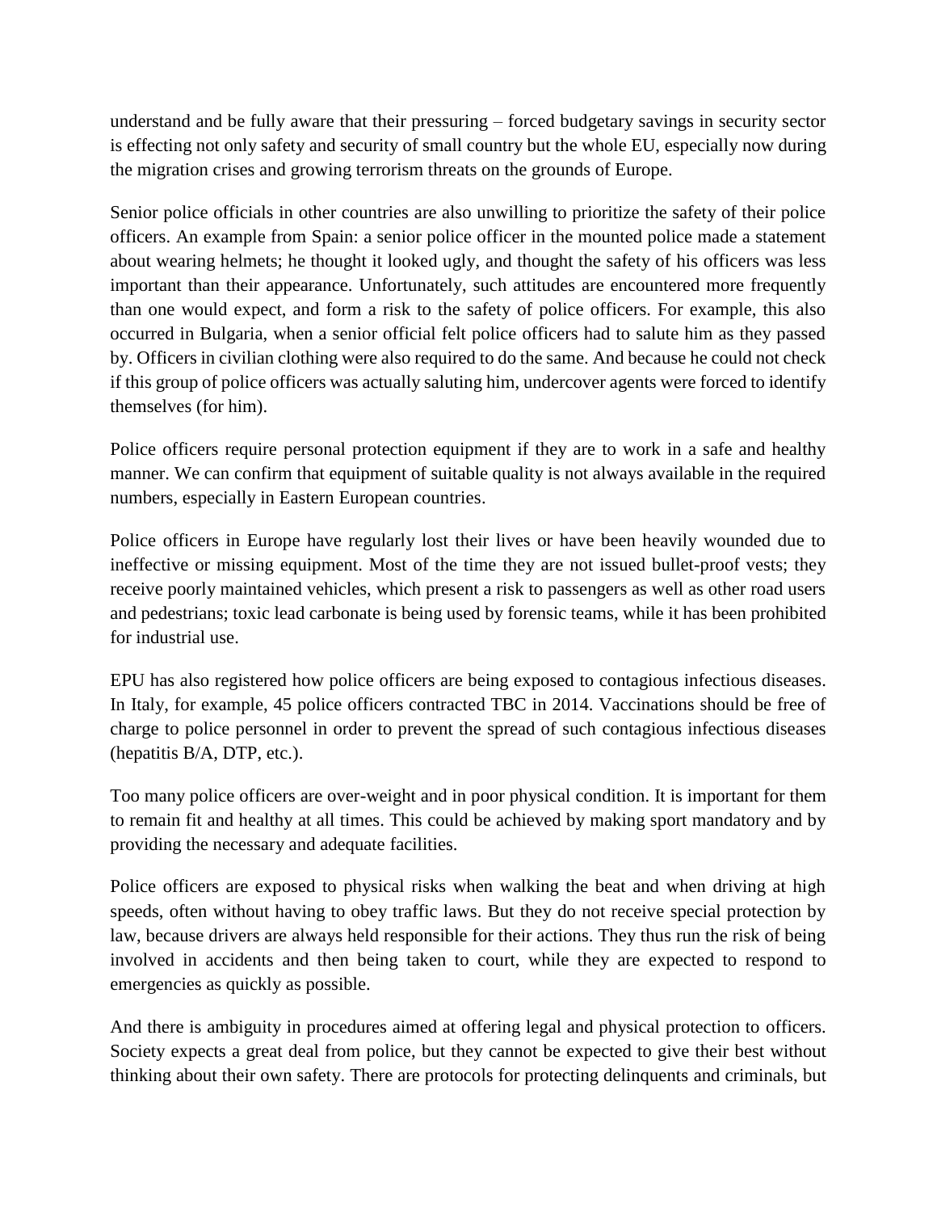understand and be fully aware that their pressuring – forced budgetary savings in security sector is effecting not only safety and security of small country but the whole EU, especially now during the migration crises and growing terrorism threats on the grounds of Europe.

Senior police officials in other countries are also unwilling to prioritize the safety of their police officers. An example from Spain: a senior police officer in the mounted police made a statement about wearing helmets; he thought it looked ugly, and thought the safety of his officers was less important than their appearance. Unfortunately, such attitudes are encountered more frequently than one would expect, and form a risk to the safety of police officers. For example, this also occurred in Bulgaria, when a senior official felt police officers had to salute him as they passed by. Officers in civilian clothing were also required to do the same. And because he could not check if this group of police officers was actually saluting him, undercover agents were forced to identify themselves (for him).

Police officers require personal protection equipment if they are to work in a safe and healthy manner. We can confirm that equipment of suitable quality is not always available in the required numbers, especially in Eastern European countries.

Police officers in Europe have regularly lost their lives or have been heavily wounded due to ineffective or missing equipment. Most of the time they are not issued bullet-proof vests; they receive poorly maintained vehicles, which present a risk to passengers as well as other road users and pedestrians; toxic lead carbonate is being used by forensic teams, while it has been prohibited for industrial use.

EPU has also registered how police officers are being exposed to contagious infectious diseases. In Italy, for example, 45 police officers contracted TBC in 2014. Vaccinations should be free of charge to police personnel in order to prevent the spread of such contagious infectious diseases (hepatitis B/A, DTP, etc.).

Too many police officers are over-weight and in poor physical condition. It is important for them to remain fit and healthy at all times. This could be achieved by making sport mandatory and by providing the necessary and adequate facilities.

Police officers are exposed to physical risks when walking the beat and when driving at high speeds, often without having to obey traffic laws. But they do not receive special protection by law, because drivers are always held responsible for their actions. They thus run the risk of being involved in accidents and then being taken to court, while they are expected to respond to emergencies as quickly as possible.

And there is ambiguity in procedures aimed at offering legal and physical protection to officers. Society expects a great deal from police, but they cannot be expected to give their best without thinking about their own safety. There are protocols for protecting delinquents and criminals, but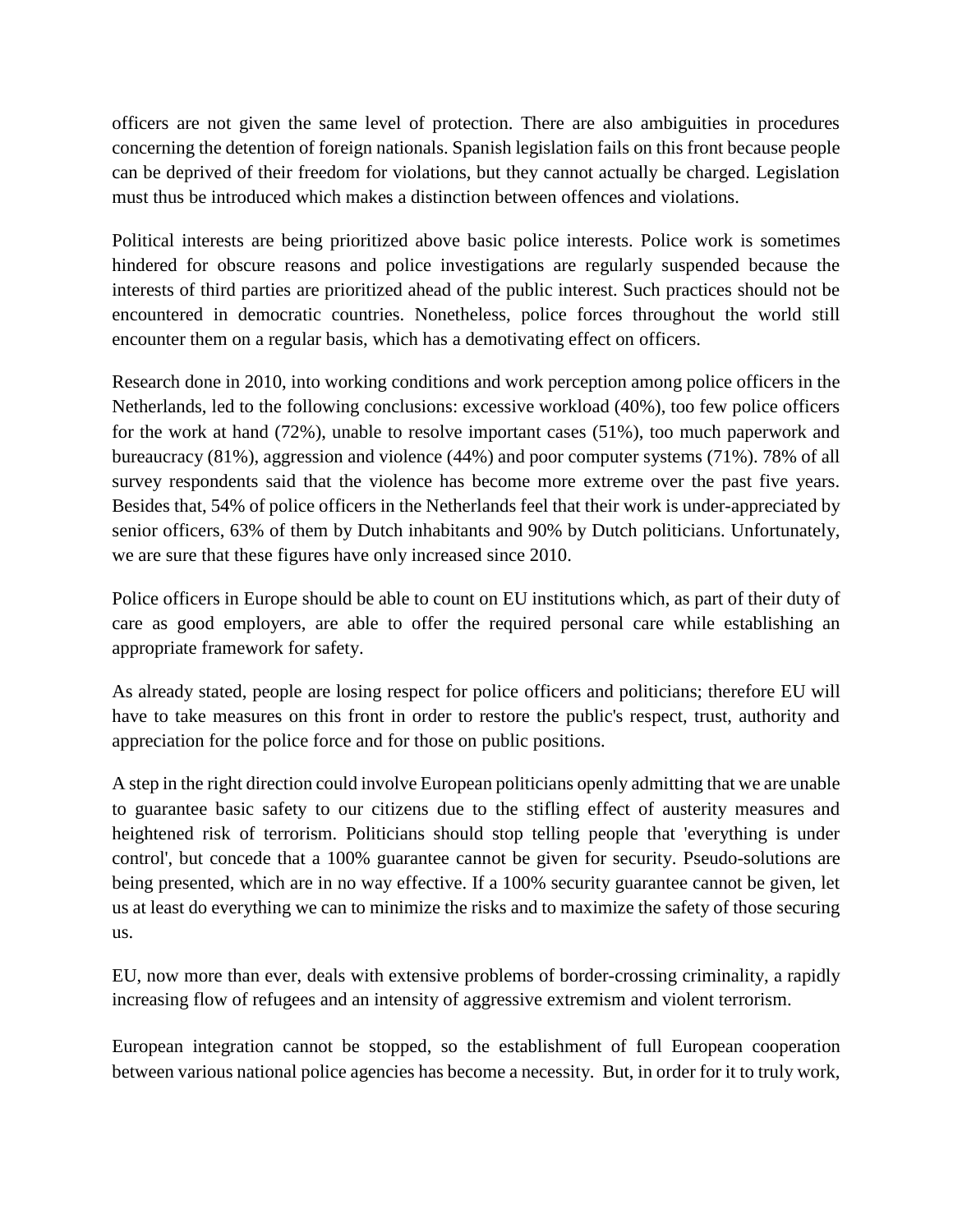officers are not given the same level of protection. There are also ambiguities in procedures concerning the detention of foreign nationals. Spanish legislation fails on this front because people can be deprived of their freedom for violations, but they cannot actually be charged. Legislation must thus be introduced which makes a distinction between offences and violations.

Political interests are being prioritized above basic police interests. Police work is sometimes hindered for obscure reasons and police investigations are regularly suspended because the interests of third parties are prioritized ahead of the public interest. Such practices should not be encountered in democratic countries. Nonetheless, police forces throughout the world still encounter them on a regular basis, which has a demotivating effect on officers.

Research done in 2010, into working conditions and work perception among police officers in the Netherlands, led to the following conclusions: excessive workload (40%), too few police officers for the work at hand (72%), unable to resolve important cases (51%), too much paperwork and bureaucracy (81%), aggression and violence (44%) and poor computer systems (71%). 78% of all survey respondents said that the violence has become more extreme over the past five years. Besides that, 54% of police officers in the Netherlands feel that their work is under-appreciated by senior officers, 63% of them by Dutch inhabitants and 90% by Dutch politicians. Unfortunately, we are sure that these figures have only increased since 2010.

Police officers in Europe should be able to count on EU institutions which, as part of their duty of care as good employers, are able to offer the required personal care while establishing an appropriate framework for safety.

As already stated, people are losing respect for police officers and politicians; therefore EU will have to take measures on this front in order to restore the public's respect, trust, authority and appreciation for the police force and for those on public positions.

A step in the right direction could involve European politicians openly admitting that we are unable to guarantee basic safety to our citizens due to the stifling effect of austerity measures and heightened risk of terrorism. Politicians should stop telling people that 'everything is under control', but concede that a 100% guarantee cannot be given for security. Pseudo-solutions are being presented, which are in no way effective. If a 100% security guarantee cannot be given, let us at least do everything we can to minimize the risks and to maximize the safety of those securing us.

EU, now more than ever, deals with extensive problems of border-crossing criminality, a rapidly increasing flow of refugees and an intensity of aggressive extremism and violent terrorism.

European integration cannot be stopped, so the establishment of full European cooperation between various national police agencies has become a necessity. But, in order for it to truly work,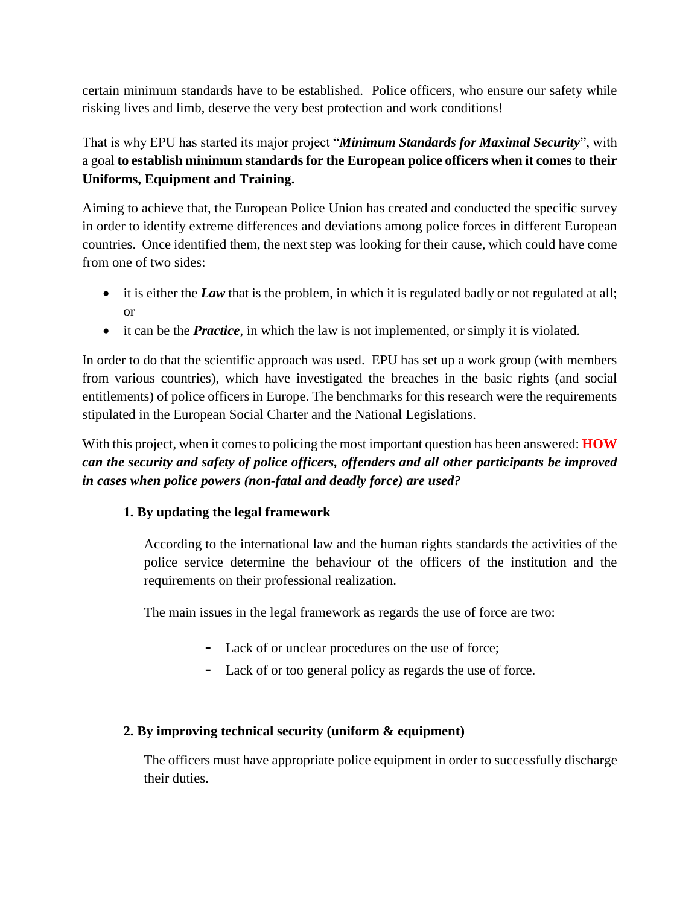certain minimum standards have to be established. Police officers, who ensure our safety while risking lives and limb, deserve the very best protection and work conditions!

That is why EPU has started its major project "***Minimum Standards for Maximal Security***", with a goal **to establish minimum standards for the European police officers when it comes to their Uniforms, Equipment and Training.**

Aiming to achieve that, the European Police Union has created and conducted the specific survey in order to identify extreme differences and deviations among police forces in different European countries. Once identified them, the next step was looking for their cause, which could have come from one of two sides:

- it is either the ***Law*** that is the problem, in which it is regulated badly or not regulated at all; or
- it can be the ***Practice***, in which the law is not implemented, or simply it is violated.

In order to do that the scientific approach was used. EPU has set up a work group (with members from various countries), which have investigated the breaches in the basic rights (and social entitlements) of police officers in Europe. The benchmarks for this research were the requirements stipulated in the European Social Charter and the National Legislations.

With this project, when it comes to policing the most important question has been answered: **HOW** ***can the security and safety of police officers, offenders and all other participants be improved in cases when police powers (non-fatal and deadly force) are used?***

**1. By updating the legal framework**

According to the international law and the human rights standards the activities of the police service determine the behaviour of the officers of the institution and the requirements on their professional realization.

The main issues in the legal framework as regards the use of force are two:

- Lack of or unclear procedures on the use of force;
- Lack of or too general policy as regards the use of force.

**2. By improving technical security (uniform & equipment)**

The officers must have appropriate police equipment in order to successfully discharge their duties.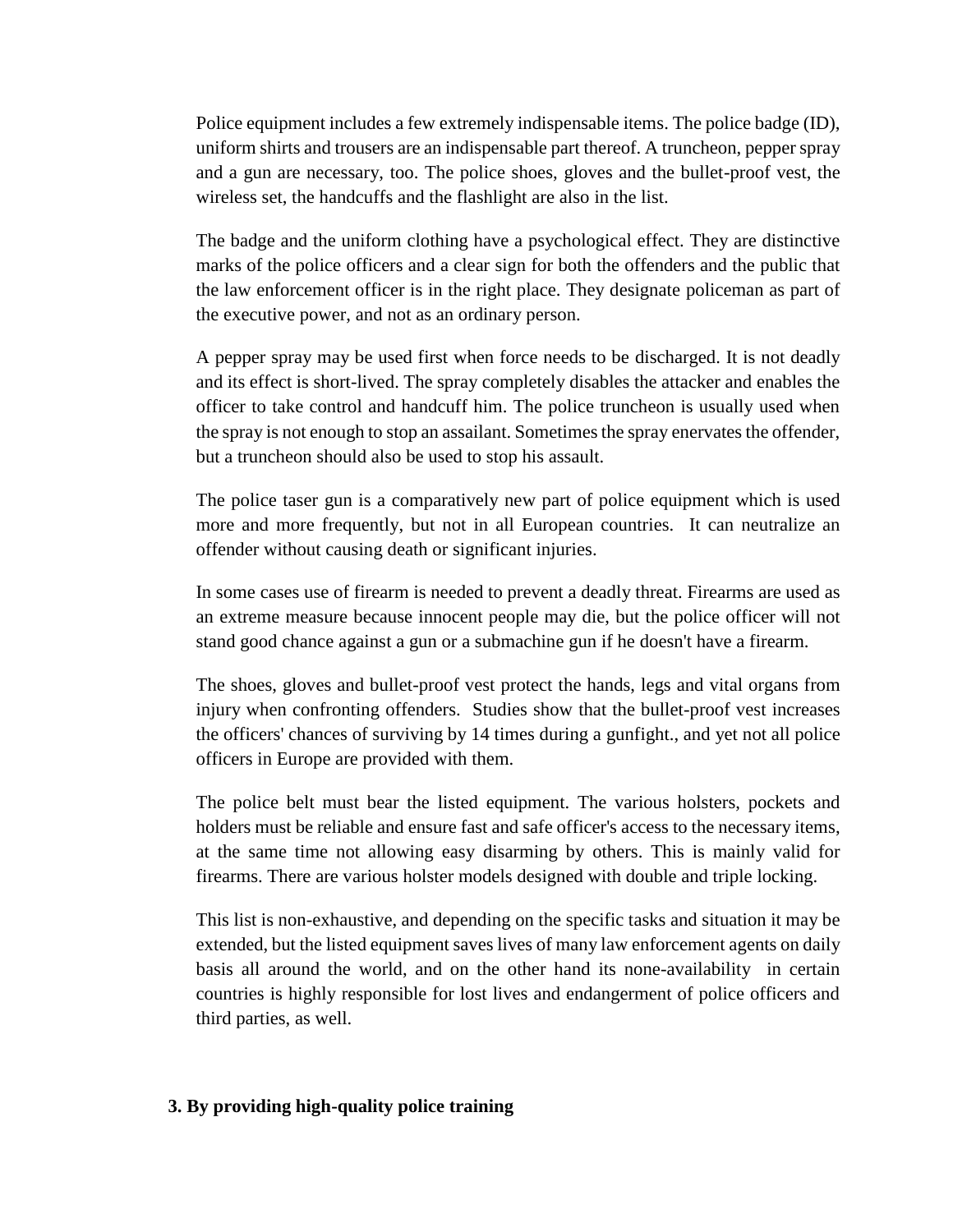Police equipment includes a few extremely indispensable items. The police badge (ID), uniform shirts and trousers are an indispensable part thereof. A truncheon, pepper spray and a gun are necessary, too. The police shoes, gloves and the bullet-proof vest, the wireless set, the handcuffs and the flashlight are also in the list.

The badge and the uniform clothing have a psychological effect. They are distinctive marks of the police officers and a clear sign for both the offenders and the public that the law enforcement officer is in the right place. They designate policeman as part of the executive power, and not as an ordinary person.

A pepper spray may be used first when force needs to be discharged. It is not deadly and its effect is short-lived. The spray completely disables the attacker and enables the officer to take control and handcuff him. The police truncheon is usually used when the spray is not enough to stop an assailant. Sometimes the spray enervates the offender, but a truncheon should also be used to stop his assault.

The police taser gun is a comparatively new part of police equipment which is used more and more frequently, but not in all European countries. It can neutralize an offender without causing death or significant injuries.

In some cases use of firearm is needed to prevent a deadly threat. Firearms are used as an extreme measure because innocent people may die, but the police officer will not stand good chance against a gun or a submachine gun if he doesn't have a firearm.

The shoes, gloves and bullet-proof vest protect the hands, legs and vital organs from injury when confronting offenders. Studies show that the bullet-proof vest increases the officers' chances of surviving by 14 times during a gunfight., and yet not all police officers in Europe are provided with them.

The police belt must bear the listed equipment. The various holsters, pockets and holders must be reliable and ensure fast and safe officer's access to the necessary items, at the same time not allowing easy disarming by others. This is mainly valid for firearms. There are various holster models designed with double and triple locking.

This list is non-exhaustive, and depending on the specific tasks and situation it may be extended, but the listed equipment saves lives of many law enforcement agents on daily basis all around the world, and on the other hand its none-availability in certain countries is highly responsible for lost lives and endangerment of police officers and third parties, as well.

**3. By providing high-quality police training**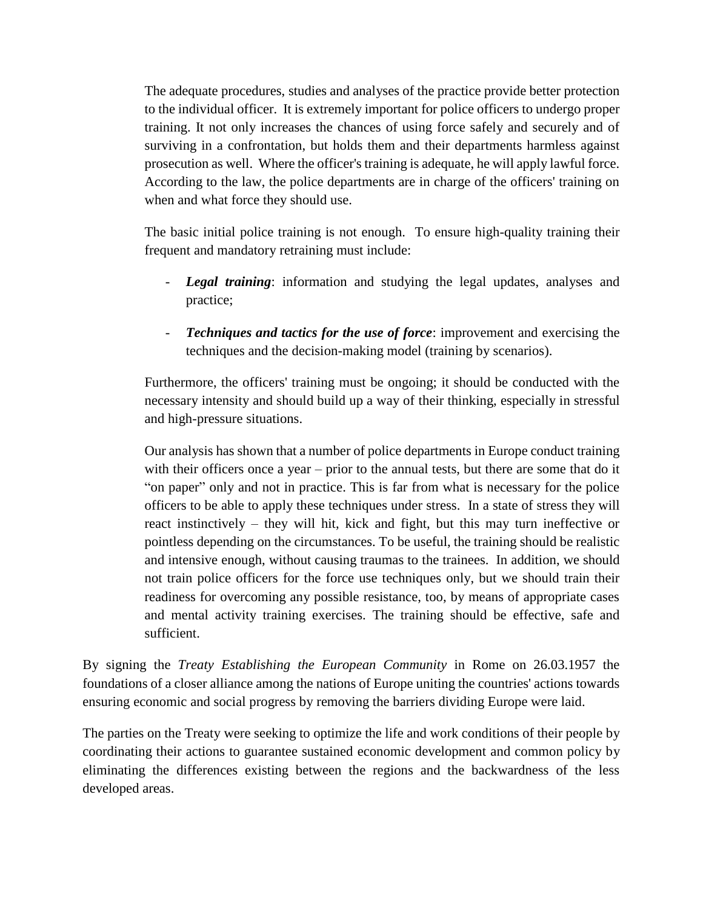The adequate procedures, studies and analyses of the practice provide better protection to the individual officer. It is extremely important for police officers to undergo proper training. It not only increases the chances of using force safely and securely and of surviving in a confrontation, but holds them and their departments harmless against prosecution as well. Where the officer's training is adequate, he will apply lawful force. According to the law, the police departments are in charge of the officers' training on when and what force they should use.

The basic initial police training is not enough. To ensure high-quality training their frequent and mandatory retraining must include:

- ***Legal training***: information and studying the legal updates, analyses and practice;
- ***Techniques and tactics for the use of force***: improvement and exercising the techniques and the decision-making model (training by scenarios).

Furthermore, the officers' training must be ongoing; it should be conducted with the necessary intensity and should build up a way of their thinking, especially in stressful and high-pressure situations.

Our analysis has shown that a number of police departments in Europe conduct training with their officers once a year – prior to the annual tests, but there are some that do it "on paper" only and not in practice. This is far from what is necessary for the police officers to be able to apply these techniques under stress. In a state of stress they will react instinctively – they will hit, kick and fight, but this may turn ineffective or pointless depending on the circumstances. To be useful, the training should be realistic and intensive enough, without causing traumas to the trainees. In addition, we should not train police officers for the force use techniques only, but we should train their readiness for overcoming any possible resistance, too, by means of appropriate cases and mental activity training exercises. The training should be effective, safe and sufficient.

By signing the *Treaty Establishing the European Community* in Rome on 26.03.1957 the foundations of a closer alliance among the nations of Europe uniting the countries' actions towards ensuring economic and social progress by removing the barriers dividing Europe were laid.

The parties on the Treaty were seeking to optimize the life and work conditions of their people by coordinating their actions to guarantee sustained economic development and common policy by eliminating the differences existing between the regions and the backwardness of the less developed areas.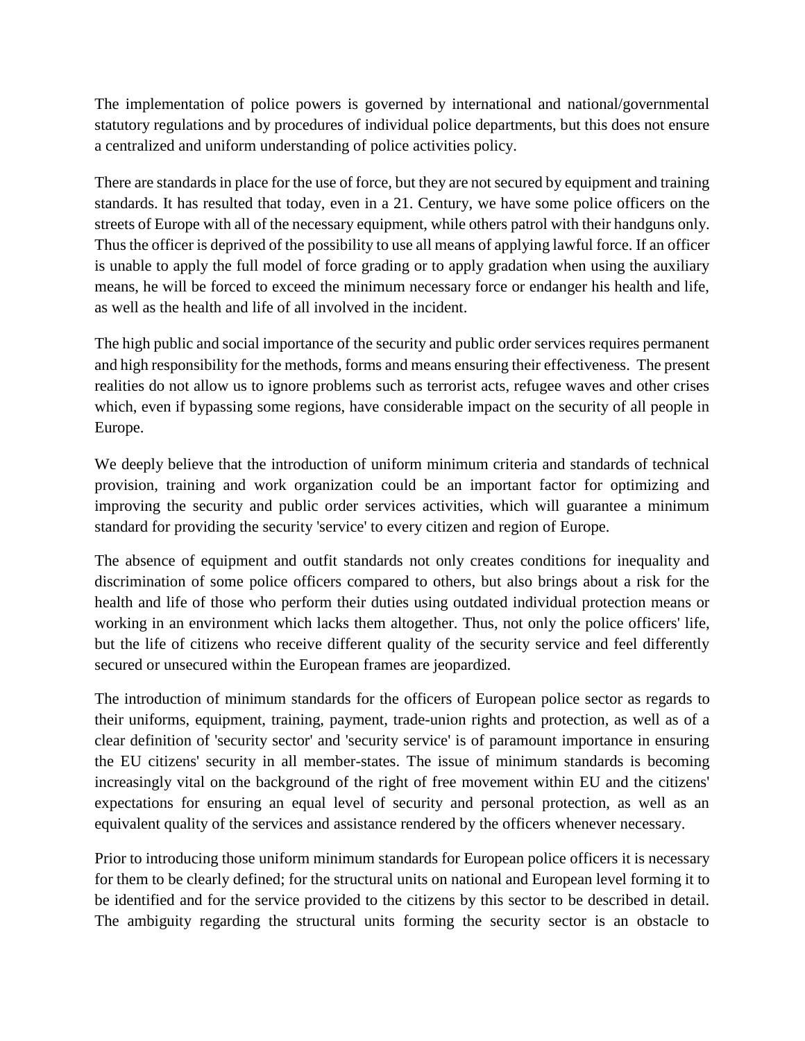The implementation of police powers is governed by international and national/governmental statutory regulations and by procedures of individual police departments, but this does not ensure a centralized and uniform understanding of police activities policy.

There are standards in place for the use of force, but they are not secured by equipment and training standards. It has resulted that today, even in a 21. Century, we have some police officers on the streets of Europe with all of the necessary equipment, while others patrol with their handguns only. Thus the officer is deprived of the possibility to use all means of applying lawful force. If an officer is unable to apply the full model of force grading or to apply gradation when using the auxiliary means, he will be forced to exceed the minimum necessary force or endanger his health and life, as well as the health and life of all involved in the incident.

The high public and social importance of the security and public order services requires permanent and high responsibility for the methods, forms and means ensuring their effectiveness. The present realities do not allow us to ignore problems such as terrorist acts, refugee waves and other crises which, even if bypassing some regions, have considerable impact on the security of all people in Europe.

We deeply believe that the introduction of uniform minimum criteria and standards of technical provision, training and work organization could be an important factor for optimizing and improving the security and public order services activities, which will guarantee a minimum standard for providing the security 'service' to every citizen and region of Europe.

The absence of equipment and outfit standards not only creates conditions for inequality and discrimination of some police officers compared to others, but also brings about a risk for the health and life of those who perform their duties using outdated individual protection means or working in an environment which lacks them altogether. Thus, not only the police officers' life, but the life of citizens who receive different quality of the security service and feel differently secured or unsecured within the European frames are jeopardized.

The introduction of minimum standards for the officers of European police sector as regards to their uniforms, equipment, training, payment, trade-union rights and protection, as well as of a clear definition of 'security sector' and 'security service' is of paramount importance in ensuring the EU citizens' security in all member-states. The issue of minimum standards is becoming increasingly vital on the background of the right of free movement within EU and the citizens' expectations for ensuring an equal level of security and personal protection, as well as an equivalent quality of the services and assistance rendered by the officers whenever necessary.

Prior to introducing those uniform minimum standards for European police officers it is necessary for them to be clearly defined; for the structural units on national and European level forming it to be identified and for the service provided to the citizens by this sector to be described in detail. The ambiguity regarding the structural units forming the security sector is an obstacle to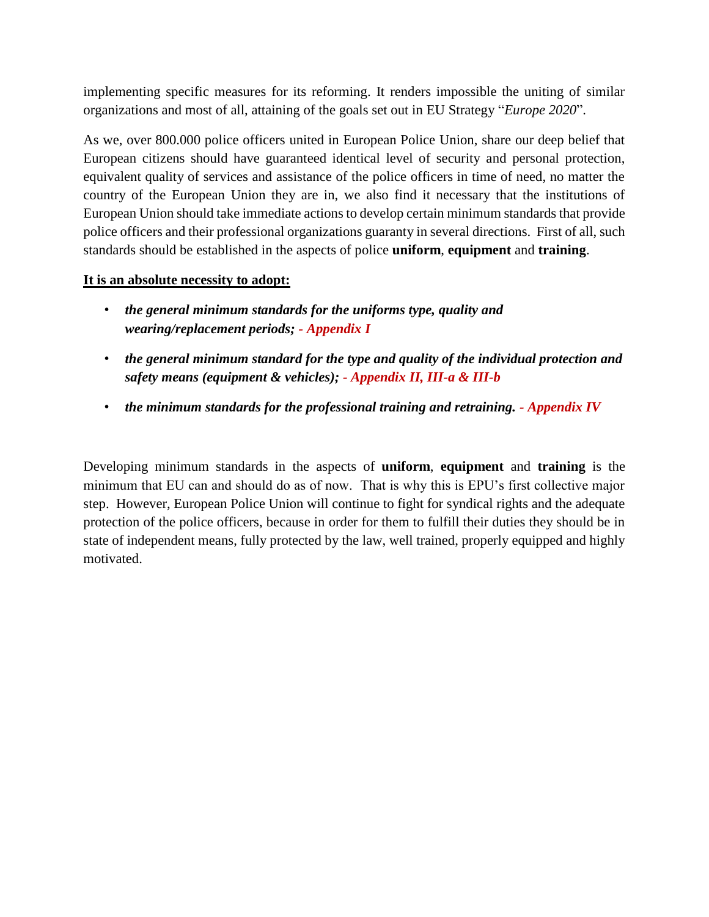implementing specific measures for its reforming. It renders impossible the uniting of similar organizations and most of all, attaining of the goals set out in EU Strategy "*Europe 2020*".

As we, over 800.000 police officers united in European Police Union, share our deep belief that European citizens should have guaranteed identical level of security and personal protection, equivalent quality of services and assistance of the police officers in time of need, no matter the country of the European Union they are in, we also find it necessary that the institutions of European Union should take immediate actions to develop certain minimum standards that provide police officers and their professional organizations guaranty in several directions. First of all, such standards should be established in the aspects of police **uniform**, **equipment** and **training**.

**It is an absolute necessity to adopt:**

- ***the general minimum standards for the uniforms type, quality and wearing/replacement periods; - Appendix I***
- ***the general minimum standard for the type and quality of the individual protection and safety means (equipment & vehicles); - Appendix II, III-a & III-b***
- ***the minimum standards for the professional training and retraining. - Appendix IV***

Developing minimum standards in the aspects of **uniform**, **equipment** and **training** is the minimum that EU can and should do as of now. That is why this is EPU's first collective major step. However, European Police Union will continue to fight for syndical rights and the adequate protection of the police officers, because in order for them to fulfill their duties they should be in state of independent means, fully protected by the law, well trained, properly equipped and highly motivated.